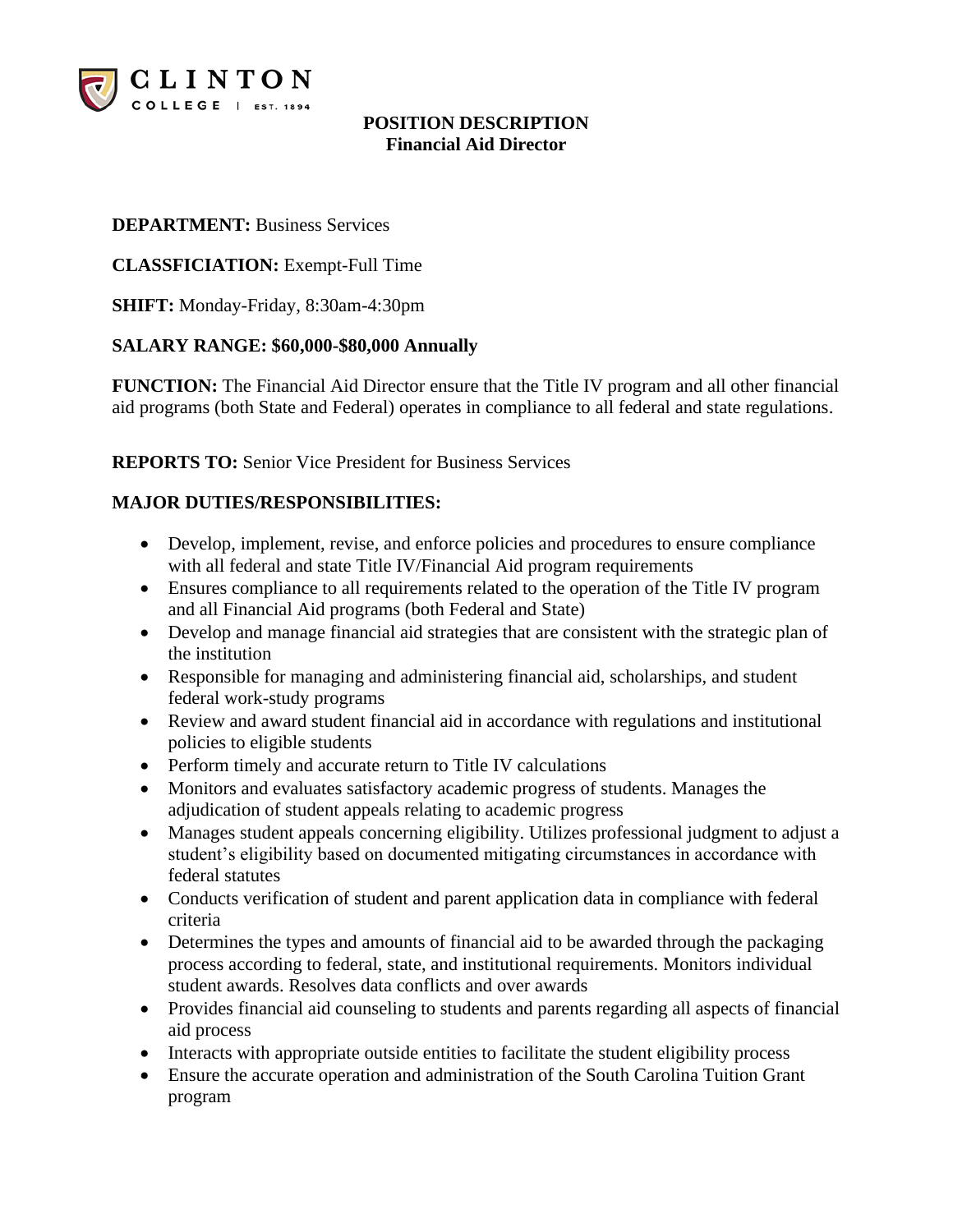CLINTON COLLEGE | EST. 1894

# POSITION DESCRIPTION
## Financial Aid Director

**DEPARTMENT:** Business Services

**CLASSFICIATION:** Exempt-Full Time

**SHIFT:** Monday-Friday, 8:30am-4:30pm

**SALARY RANGE: $60,000-$80,000 Annually**

**FUNCTION:** The Financial Aid Director ensure that the Title IV program and all other financial aid programs (both State and Federal) operates in compliance to all federal and state regulations.

**REPORTS TO:** Senior Vice President for Business Services

**MAJOR DUTIES/RESPONSIBILITIES:**

- Develop, implement, revise, and enforce policies and procedures to ensure compliance with all federal and state Title IV/Financial Aid program requirements
- Ensures compliance to all requirements related to the operation of the Title IV program and all Financial Aid programs (both Federal and State)
- Develop and manage financial aid strategies that are consistent with the strategic plan of the institution
- Responsible for managing and administering financial aid, scholarships, and student federal work-study programs
- Review and award student financial aid in accordance with regulations and institutional policies to eligible students
- Perform timely and accurate return to Title IV calculations
- Monitors and evaluates satisfactory academic progress of students. Manages the adjudication of student appeals relating to academic progress
- Manages student appeals concerning eligibility. Utilizes professional judgment to adjust a student's eligibility based on documented mitigating circumstances in accordance with federal statutes
- Conducts verification of student and parent application data in compliance with federal criteria
- Determines the types and amounts of financial aid to be awarded through the packaging process according to federal, state, and institutional requirements. Monitors individual student awards. Resolves data conflicts and over awards
- Provides financial aid counseling to students and parents regarding all aspects of financial aid process
- Interacts with appropriate outside entities to facilitate the student eligibility process
- Ensure the accurate operation and administration of the South Carolina Tuition Grant program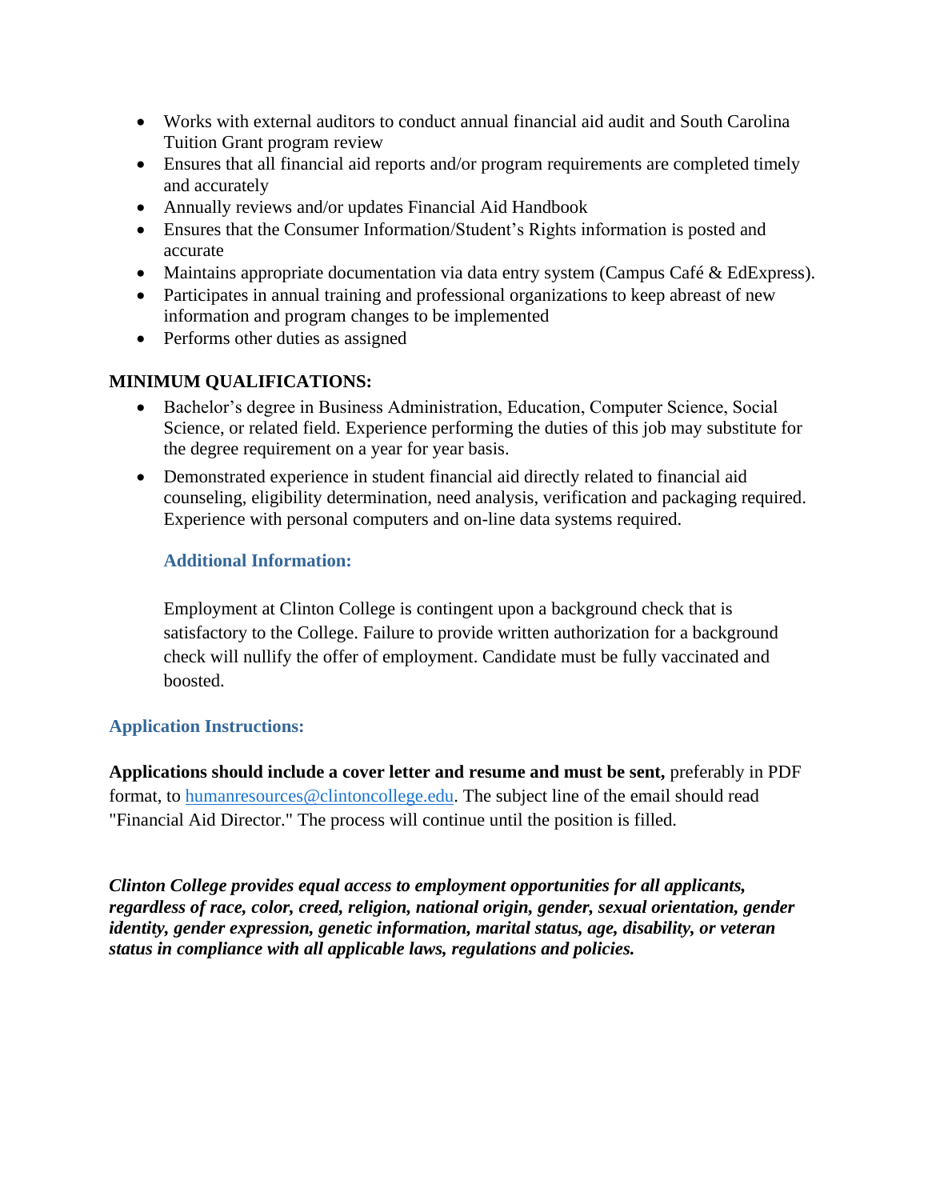- Works with external auditors to conduct annual financial aid audit and South Carolina Tuition Grant program review
- Ensures that all financial aid reports and/or program requirements are completed timely and accurately
- Annually reviews and/or updates Financial Aid Handbook
- Ensures that the Consumer Information/Student's Rights information is posted and accurate
- Maintains appropriate documentation via data entry system (Campus Café & EdExpress).
- Participates in annual training and professional organizations to keep abreast of new information and program changes to be implemented
- Performs other duties as assigned

**MINIMUM QUALIFICATIONS:**

- Bachelor's degree in Business Administration, Education, Computer Science, Social Science, or related field. Experience performing the duties of this job may substitute for the degree requirement on a year for year basis.
- Demonstrated experience in student financial aid directly related to financial aid counseling, eligibility determination, need analysis, verification and packaging required. Experience with personal computers and on-line data systems required.

### Additional Information:

Employment at Clinton College is contingent upon a background check that is satisfactory to the College. Failure to provide written authorization for a background check will nullify the offer of employment. Candidate must be fully vaccinated and boosted.

### Application Instructions:

**Applications should include a cover letter and resume and must be sent,** preferably in PDF format, to humanresources@clintoncollege.edu. The subject line of the email should read "Financial Aid Director." The process will continue until the position is filled.

***Clinton College provides equal access to employment opportunities for all applicants, regardless of race, color, creed, religion, national origin, gender, sexual orientation, gender identity, gender expression, genetic information, marital status, age, disability, or veteran status in compliance with all applicable laws, regulations and policies.***